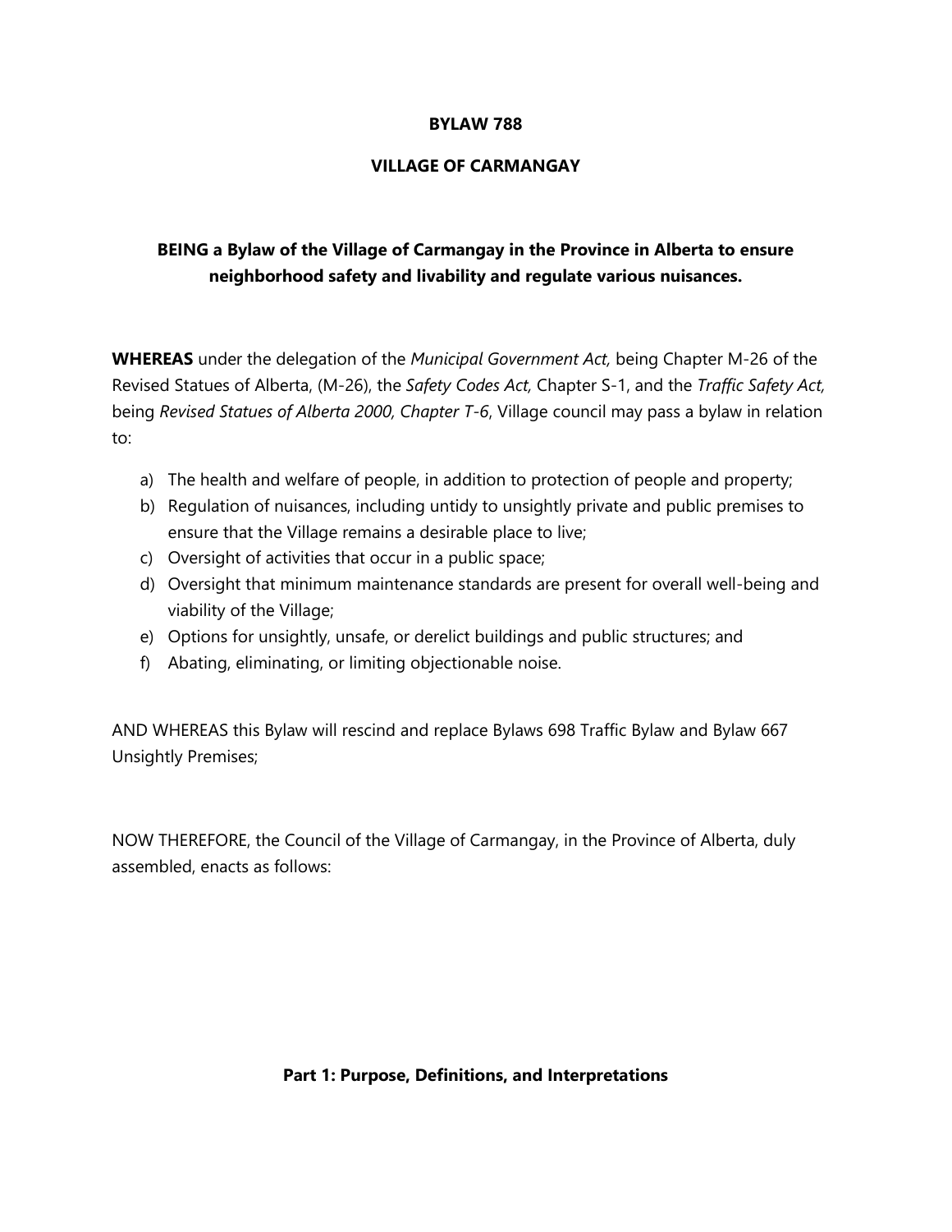**BYLAW 788**

**VILLAGE OF CARMANGAY**

**BEING a Bylaw of the Village of Carmangay in the Province in Alberta to ensure neighborhood safety and livability and regulate various nuisances.**

**WHEREAS** under the delegation of the *Municipal Government Act,* being Chapter M-26 of the Revised Statues of Alberta, (M-26), the *Safety Codes Act,* Chapter S-1, and the *Traffic Safety Act,* being *Revised Statues of Alberta 2000, Chapter T-6*, Village council may pass a bylaw in relation to:

a) The health and welfare of people, in addition to protection of people and property;
b) Regulation of nuisances, including untidy to unsightly private and public premises to ensure that the Village remains a desirable place to live;
c) Oversight of activities that occur in a public space;
d) Oversight that minimum maintenance standards are present for overall well-being and viability of the Village;
e) Options for unsightly, unsafe, or derelict buildings and public structures; and
f) Abating, eliminating, or limiting objectionable noise.

AND WHEREAS this Bylaw will rescind and replace Bylaws 698 Traffic Bylaw and Bylaw 667 Unsightly Premises;

NOW THEREFORE, the Council of the Village of Carmangay, in the Province of Alberta, duly assembled, enacts as follows:

**Part 1: Purpose, Definitions, and Interpretations**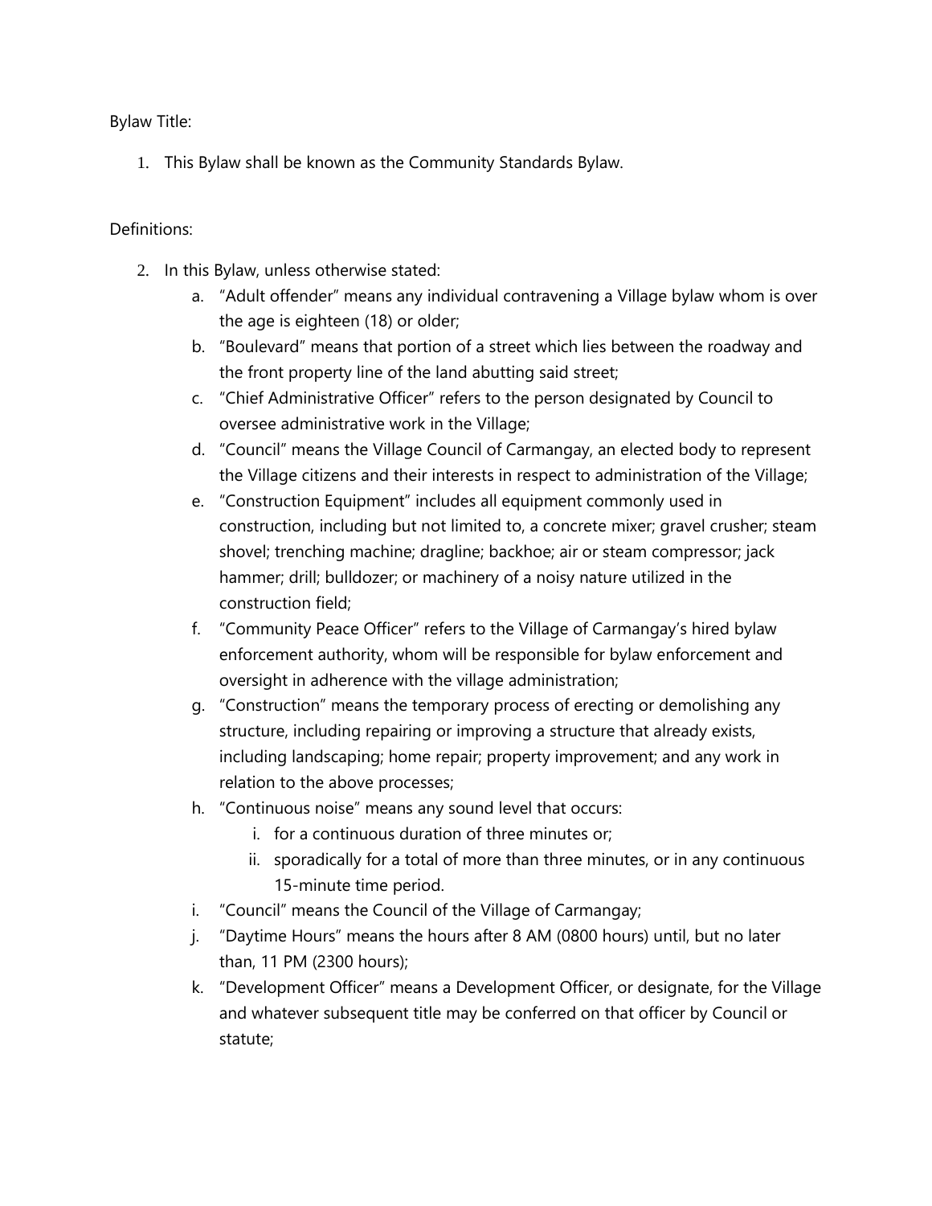Bylaw Title:

1. This Bylaw shall be known as the Community Standards Bylaw.

Definitions:

2. In this Bylaw, unless otherwise stated:
   a. "Adult offender" means any individual contravening a Village bylaw whom is over the age is eighteen (18) or older;
   b. "Boulevard" means that portion of a street which lies between the roadway and the front property line of the land abutting said street;
   c. "Chief Administrative Officer" refers to the person designated by Council to oversee administrative work in the Village;
   d. "Council" means the Village Council of Carmangay, an elected body to represent the Village citizens and their interests in respect to administration of the Village;
   e. "Construction Equipment" includes all equipment commonly used in construction, including but not limited to, a concrete mixer; gravel crusher; steam shovel; trenching machine; dragline; backhoe; air or steam compressor; jack hammer; drill; bulldozer; or machinery of a noisy nature utilized in the construction field;
   f. "Community Peace Officer" refers to the Village of Carmangay's hired bylaw enforcement authority, whom will be responsible for bylaw enforcement and oversight in adherence with the village administration;
   g. "Construction" means the temporary process of erecting or demolishing any structure, including repairing or improving a structure that already exists, including landscaping; home repair; property improvement; and any work in relation to the above processes;
   h. "Continuous noise" means any sound level that occurs:
      i. for a continuous duration of three minutes or;
      ii. sporadically for a total of more than three minutes, or in any continuous 15-minute time period.
   i. "Council" means the Council of the Village of Carmangay;
   j. "Daytime Hours" means the hours after 8 AM (0800 hours) until, but no later than, 11 PM (2300 hours);
   k. "Development Officer" means a Development Officer, or designate, for the Village and whatever subsequent title may be conferred on that officer by Council or statute;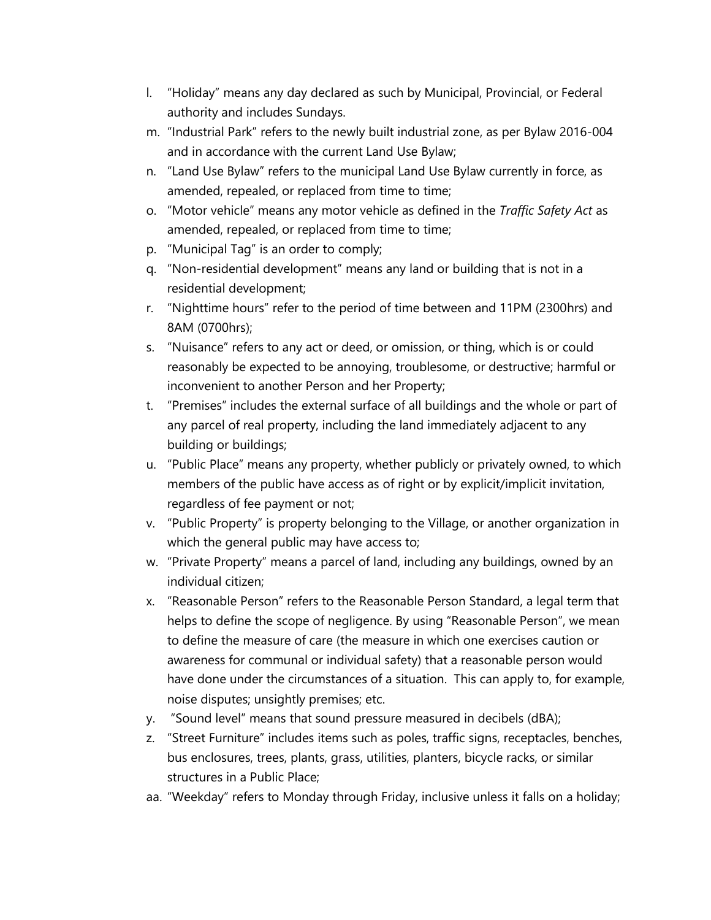l. "Holiday" means any day declared as such by Municipal, Provincial, or Federal authority and includes Sundays.

m. "Industrial Park" refers to the newly built industrial zone, as per Bylaw 2016-004 and in accordance with the current Land Use Bylaw;

n. "Land Use Bylaw" refers to the municipal Land Use Bylaw currently in force, as amended, repealed, or replaced from time to time;

o. "Motor vehicle" means any motor vehicle as defined in the *Traffic Safety Act* as amended, repealed, or replaced from time to time;

p. "Municipal Tag" is an order to comply;

q. "Non-residential development" means any land or building that is not in a residential development;

r. "Nighttime hours" refer to the period of time between and 11PM (2300hrs) and 8AM (0700hrs);

s. "Nuisance" refers to any act or deed, or omission, or thing, which is or could reasonably be expected to be annoying, troublesome, or destructive; harmful or inconvenient to another Person and her Property;

t. "Premises" includes the external surface of all buildings and the whole or part of any parcel of real property, including the land immediately adjacent to any building or buildings;

u. "Public Place" means any property, whether publicly or privately owned, to which members of the public have access as of right or by explicit/implicit invitation, regardless of fee payment or not;

v. "Public Property" is property belonging to the Village, or another organization in which the general public may have access to;

w. "Private Property" means a parcel of land, including any buildings, owned by an individual citizen;

x. "Reasonable Person" refers to the Reasonable Person Standard, a legal term that helps to define the scope of negligence. By using "Reasonable Person", we mean to define the measure of care (the measure in which one exercises caution or awareness for communal or individual safety) that a reasonable person would have done under the circumstances of a situation. This can apply to, for example, noise disputes; unsightly premises; etc.

y. "Sound level" means that sound pressure measured in decibels (dBA);

z. "Street Furniture" includes items such as poles, traffic signs, receptacles, benches, bus enclosures, trees, plants, grass, utilities, planters, bicycle racks, or similar structures in a Public Place;

aa. "Weekday" refers to Monday through Friday, inclusive unless it falls on a holiday;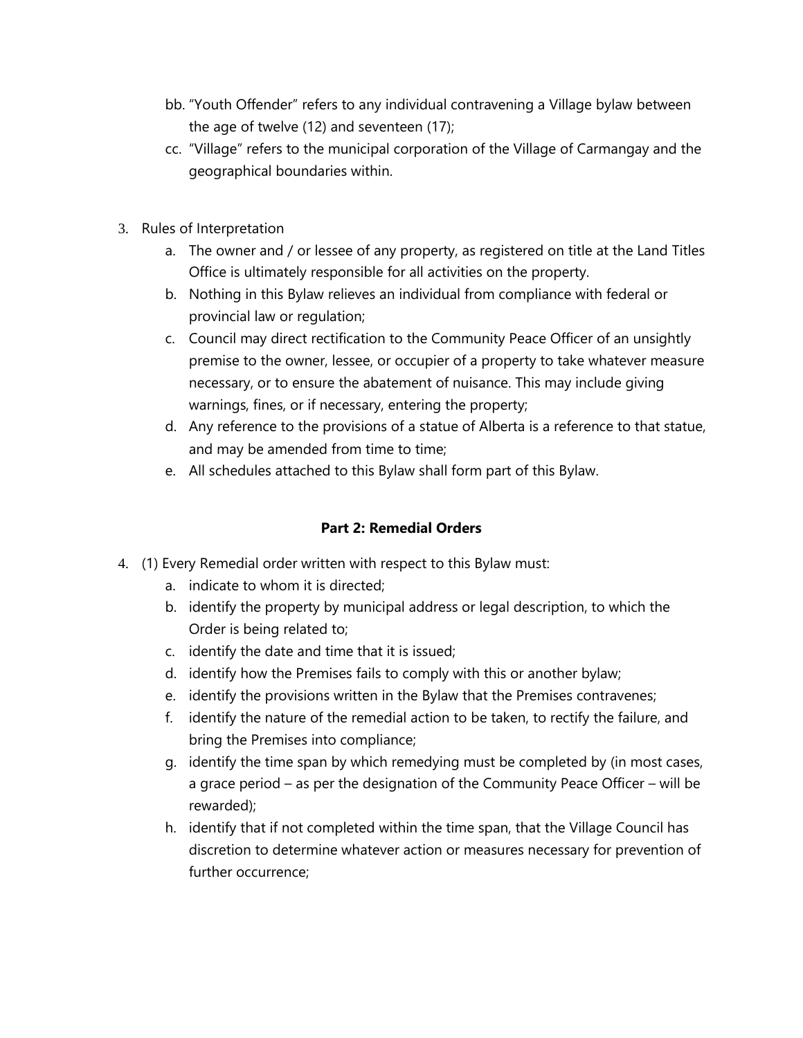bb. "Youth Offender" refers to any individual contravening a Village bylaw between the age of twelve (12) and seventeen (17);

cc. "Village" refers to the municipal corporation of the Village of Carmangay and the geographical boundaries within.

3. Rules of Interpretation
   a. The owner and / or lessee of any property, as registered on title at the Land Titles Office is ultimately responsible for all activities on the property.
   b. Nothing in this Bylaw relieves an individual from compliance with federal or provincial law or regulation;
   c. Council may direct rectification to the Community Peace Officer of an unsightly premise to the owner, lessee, or occupier of a property to take whatever measure necessary, or to ensure the abatement of nuisance. This may include giving warnings, fines, or if necessary, entering the property;
   d. Any reference to the provisions of a statue of Alberta is a reference to that statue, and may be amended from time to time;
   e. All schedules attached to this Bylaw shall form part of this Bylaw.

**Part 2: Remedial Orders**

4. (1) Every Remedial order written with respect to this Bylaw must:
   a. indicate to whom it is directed;
   b. identify the property by municipal address or legal description, to which the Order is being related to;
   c. identify the date and time that it is issued;
   d. identify how the Premises fails to comply with this or another bylaw;
   e. identify the provisions written in the Bylaw that the Premises contravenes;
   f. identify the nature of the remedial action to be taken, to rectify the failure, and bring the Premises into compliance;
   g. identify the time span by which remedying must be completed by (in most cases, a grace period – as per the designation of the Community Peace Officer – will be rewarded);
   h. identify that if not completed within the time span, that the Village Council has discretion to determine whatever action or measures necessary for prevention of further occurrence;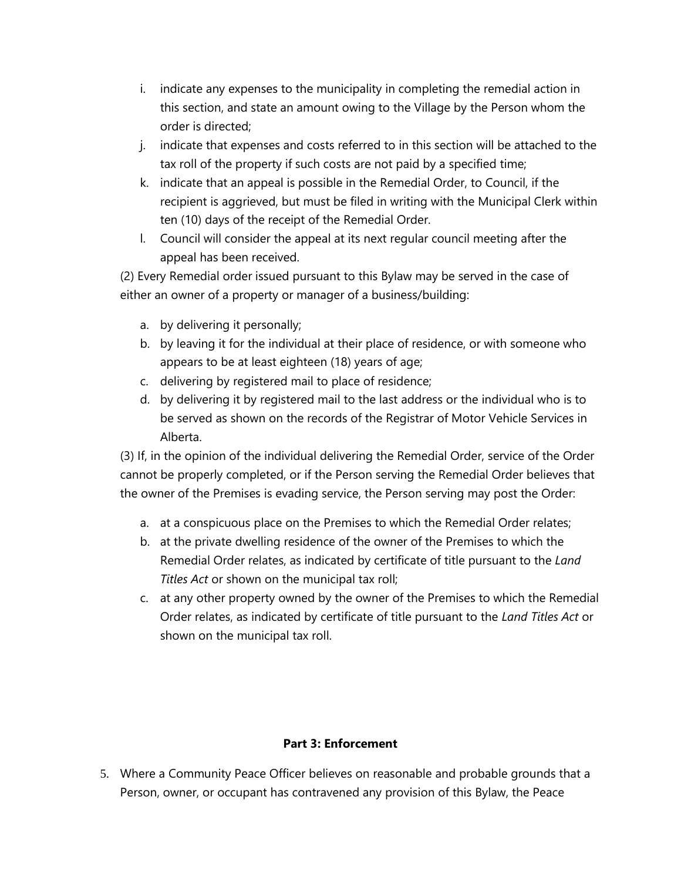i. indicate any expenses to the municipality in completing the remedial action in this section, and state an amount owing to the Village by the Person whom the order is directed;
j. indicate that expenses and costs referred to in this section will be attached to the tax roll of the property if such costs are not paid by a specified time;
k. indicate that an appeal is possible in the Remedial Order, to Council, if the recipient is aggrieved, but must be filed in writing with the Municipal Clerk within ten (10) days of the receipt of the Remedial Order.
l. Council will consider the appeal at its next regular council meeting after the appeal has been received.

(2) Every Remedial order issued pursuant to this Bylaw may be served in the case of either an owner of a property or manager of a business/building:

a. by delivering it personally;
b. by leaving it for the individual at their place of residence, or with someone who appears to be at least eighteen (18) years of age;
c. delivering by registered mail to place of residence;
d. by delivering it by registered mail to the last address or the individual who is to be served as shown on the records of the Registrar of Motor Vehicle Services in Alberta.

(3) If, in the opinion of the individual delivering the Remedial Order, service of the Order cannot be properly completed, or if the Person serving the Remedial Order believes that the owner of the Premises is evading service, the Person serving may post the Order:

a. at a conspicuous place on the Premises to which the Remedial Order relates;
b. at the private dwelling residence of the owner of the Premises to which the Remedial Order relates, as indicated by certificate of title pursuant to the *Land Titles Act* or shown on the municipal tax roll;
c. at any other property owned by the owner of the Premises to which the Remedial Order relates, as indicated by certificate of title pursuant to the *Land Titles Act* or shown on the municipal tax roll.

## Part 3: Enforcement

5. Where a Community Peace Officer believes on reasonable and probable grounds that a Person, owner, or occupant has contravened any provision of this Bylaw, the Peace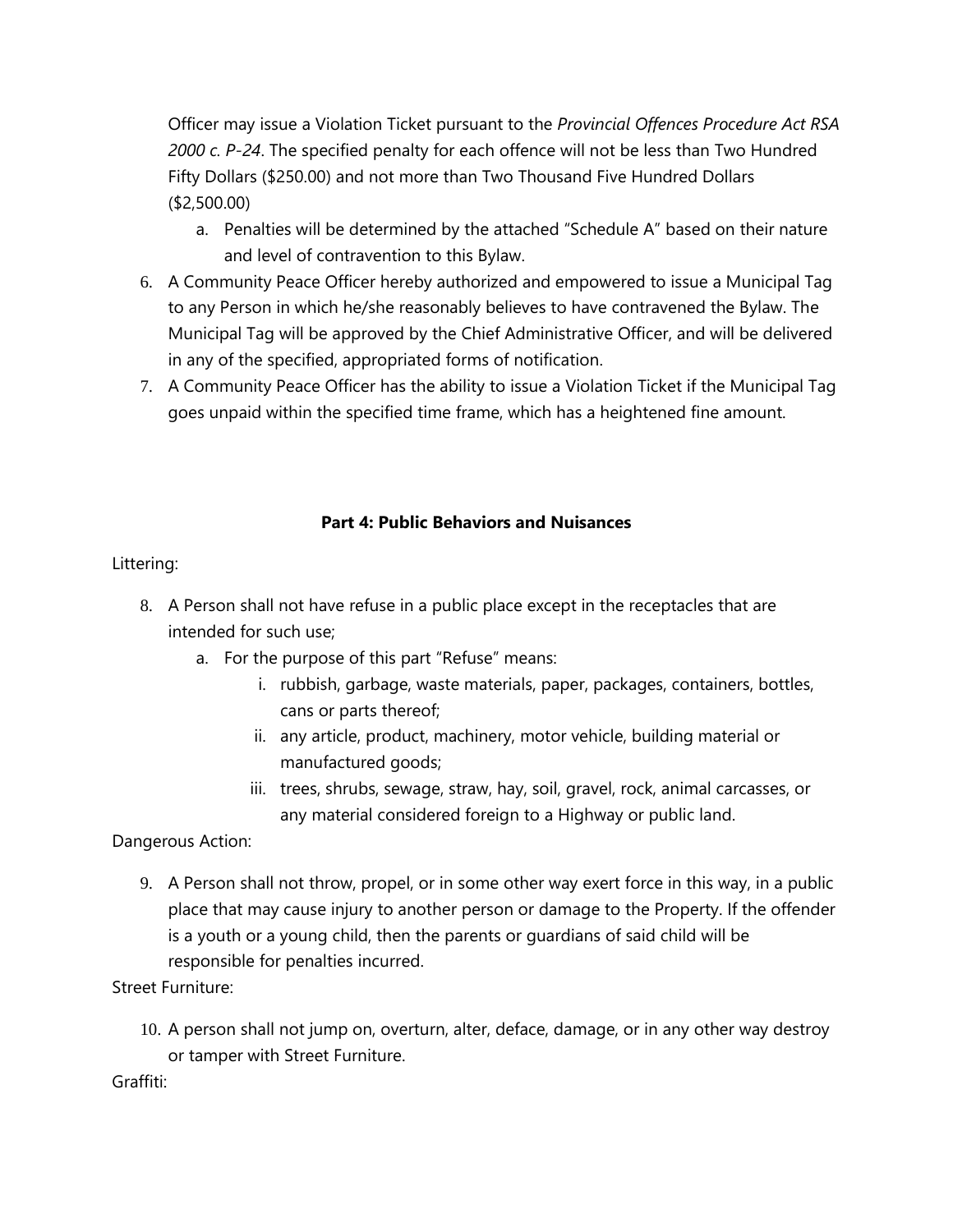Officer may issue a Violation Ticket pursuant to the *Provincial Offences Procedure Act RSA 2000 c. P-24*. The specified penalty for each offence will not be less than Two Hundred Fifty Dollars ($250.00) and not more than Two Thousand Five Hundred Dollars ($2,500.00)

   a. Penalties will be determined by the attached "Schedule A" based on their nature and level of contravention to this Bylaw.

6. A Community Peace Officer hereby authorized and empowered to issue a Municipal Tag to any Person in which he/she reasonably believes to have contravened the Bylaw. The Municipal Tag will be approved by the Chief Administrative Officer, and will be delivered in any of the specified, appropriated forms of notification.
7. A Community Peace Officer has the ability to issue a Violation Ticket if the Municipal Tag goes unpaid within the specified time frame, which has a heightened fine amount.

## Part 4: Public Behaviors and Nuisances

Littering:

8. A Person shall not have refuse in a public place except in the receptacles that are intended for such use;
   a. For the purpose of this part "Refuse" means:
      i. rubbish, garbage, waste materials, paper, packages, containers, bottles, cans or parts thereof;
      ii. any article, product, machinery, motor vehicle, building material or manufactured goods;
      iii. trees, shrubs, sewage, straw, hay, soil, gravel, rock, animal carcasses, or any material considered foreign to a Highway or public land.

Dangerous Action:

9. A Person shall not throw, propel, or in some other way exert force in this way, in a public place that may cause injury to another person or damage to the Property. If the offender is a youth or a young child, then the parents or guardians of said child will be responsible for penalties incurred.

Street Furniture:

10. A person shall not jump on, overturn, alter, deface, damage, or in any other way destroy or tamper with Street Furniture.

Graffiti: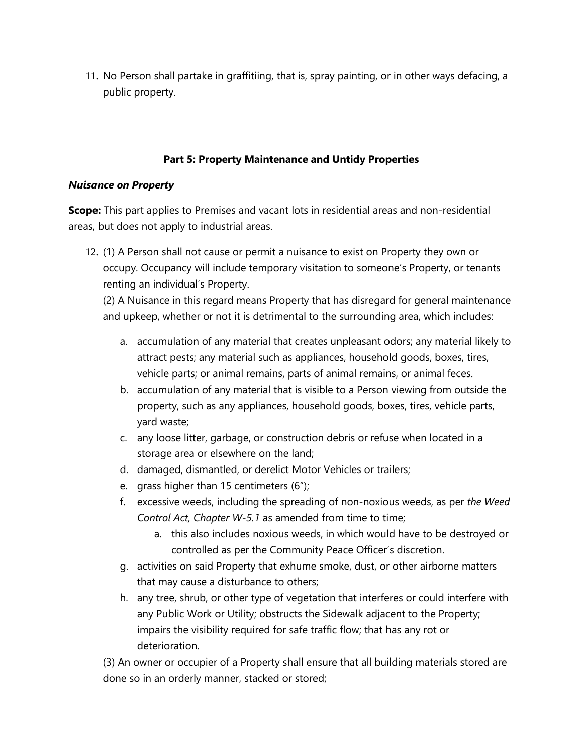11. No Person shall partake in graffitiing, that is, spray painting, or in other ways defacing, a public property.

### Part 5: Property Maintenance and Untidy Properties

***Nuisance on Property***

**Scope:** This part applies to Premises and vacant lots in residential areas and non-residential areas, but does not apply to industrial areas.

12. (1) A Person shall not cause or permit a nuisance to exist on Property they own or occupy. Occupancy will include temporary visitation to someone's Property, or tenants renting an individual's Property.

    (2) A Nuisance in this regard means Property that has disregard for general maintenance and upkeep, whether or not it is detrimental to the surrounding area, which includes:

    a. accumulation of any material that creates unpleasant odors; any material likely to attract pests; any material such as appliances, household goods, boxes, tires, vehicle parts; or animal remains, parts of animal remains, or animal feces.
    b. accumulation of any material that is visible to a Person viewing from outside the property, such as any appliances, household goods, boxes, tires, vehicle parts, yard waste;
    c. any loose litter, garbage, or construction debris or refuse when located in a storage area or elsewhere on the land;
    d. damaged, dismantled, or derelict Motor Vehicles or trailers;
    e. grass higher than 15 centimeters (6");
    f. excessive weeds, including the spreading of non-noxious weeds, as per *the Weed Control Act, Chapter W-5.1* as amended from time to time;
        a. this also includes noxious weeds, in which would have to be destroyed or controlled as per the Community Peace Officer's discretion.
    g. activities on said Property that exhume smoke, dust, or other airborne matters that may cause a disturbance to others;
    h. any tree, shrub, or other type of vegetation that interferes or could interfere with any Public Work or Utility; obstructs the Sidewalk adjacent to the Property; impairs the visibility required for safe traffic flow; that has any rot or deterioration.

    (3) An owner or occupier of a Property shall ensure that all building materials stored are done so in an orderly manner, stacked or stored;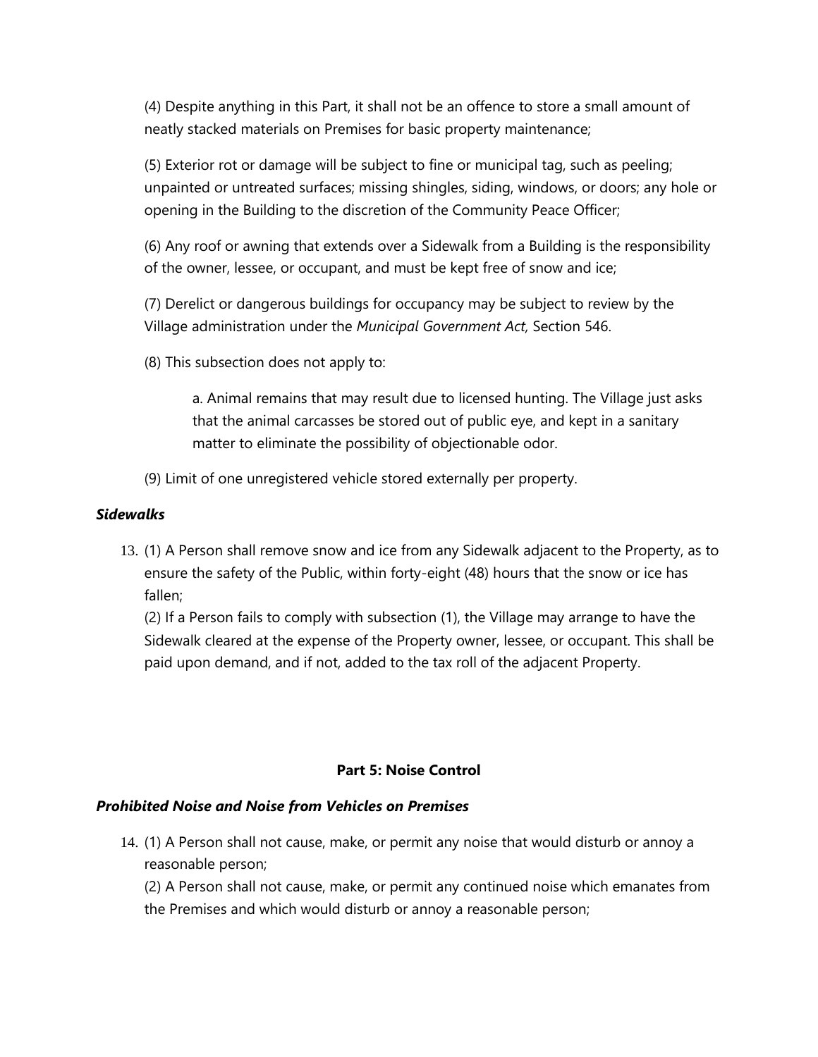(4) Despite anything in this Part, it shall not be an offence to store a small amount of neatly stacked materials on Premises for basic property maintenance;

(5) Exterior rot or damage will be subject to fine or municipal tag, such as peeling; unpainted or untreated surfaces; missing shingles, siding, windows, or doors; any hole or opening in the Building to the discretion of the Community Peace Officer;

(6) Any roof or awning that extends over a Sidewalk from a Building is the responsibility of the owner, lessee, or occupant, and must be kept free of snow and ice;

(7) Derelict or dangerous buildings for occupancy may be subject to review by the Village administration under the *Municipal Government Act,* Section 546.

(8) This subsection does not apply to:

> a. Animal remains that may result due to licensed hunting. The Village just asks that the animal carcasses be stored out of public eye, and kept in a sanitary matter to eliminate the possibility of objectionable odor.

(9) Limit of one unregistered vehicle stored externally per property.

***Sidewalks***

13. (1) A Person shall remove snow and ice from any Sidewalk adjacent to the Property, as to ensure the safety of the Public, within forty-eight (48) hours that the snow or ice has fallen;

    (2) If a Person fails to comply with subsection (1), the Village may arrange to have the Sidewalk cleared at the expense of the Property owner, lessee, or occupant. This shall be paid upon demand, and if not, added to the tax roll of the adjacent Property.

## Part 5: Noise Control

***Prohibited Noise and Noise from Vehicles on Premises***

14. (1) A Person shall not cause, make, or permit any noise that would disturb or annoy a reasonable person;

    (2) A Person shall not cause, make, or permit any continued noise which emanates from the Premises and which would disturb or annoy a reasonable person;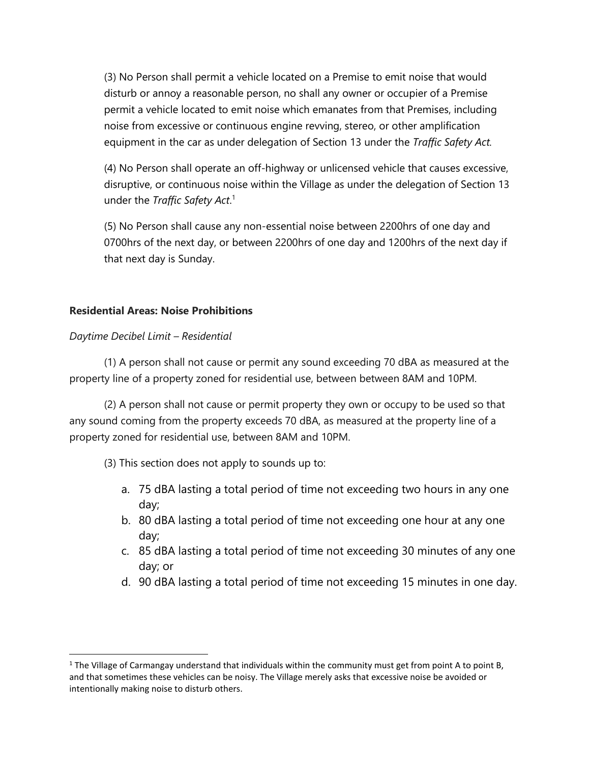(3) No Person shall permit a vehicle located on a Premise to emit noise that would disturb or annoy a reasonable person, no shall any owner or occupier of a Premise permit a vehicle located to emit noise which emanates from that Premises, including noise from excessive or continuous engine revving, stereo, or other amplification equipment in the car as under delegation of Section 13 under the *Traffic Safety Act.*

(4) No Person shall operate an off-highway or unlicensed vehicle that causes excessive, disruptive, or continuous noise within the Village as under the delegation of Section 13 under the *Traffic Safety Act*.[1]

(5) No Person shall cause any non-essential noise between 2200hrs of one day and 0700hrs of the next day, or between 2200hrs of one day and 1200hrs of the next day if that next day is Sunday.

**Residential Areas: Noise Prohibitions**

*Daytime Decibel Limit – Residential*

(1) A person shall not cause or permit any sound exceeding 70 dBA as measured at the property line of a property zoned for residential use, between between 8AM and 10PM.

(2) A person shall not cause or permit property they own or occupy to be used so that any sound coming from the property exceeds 70 dBA, as measured at the property line of a property zoned for residential use, between 8AM and 10PM.

(3) This section does not apply to sounds up to:

a. 75 dBA lasting a total period of time not exceeding two hours in any one day;
b. 80 dBA lasting a total period of time not exceeding one hour at any one day;
c. 85 dBA lasting a total period of time not exceeding 30 minutes of any one day; or
d. 90 dBA lasting a total period of time not exceeding 15 minutes in one day.

[1] The Village of Carmangay understand that individuals within the community must get from point A to point B, and that sometimes these vehicles can be noisy. The Village merely asks that excessive noise be avoided or intentionally making noise to disturb others.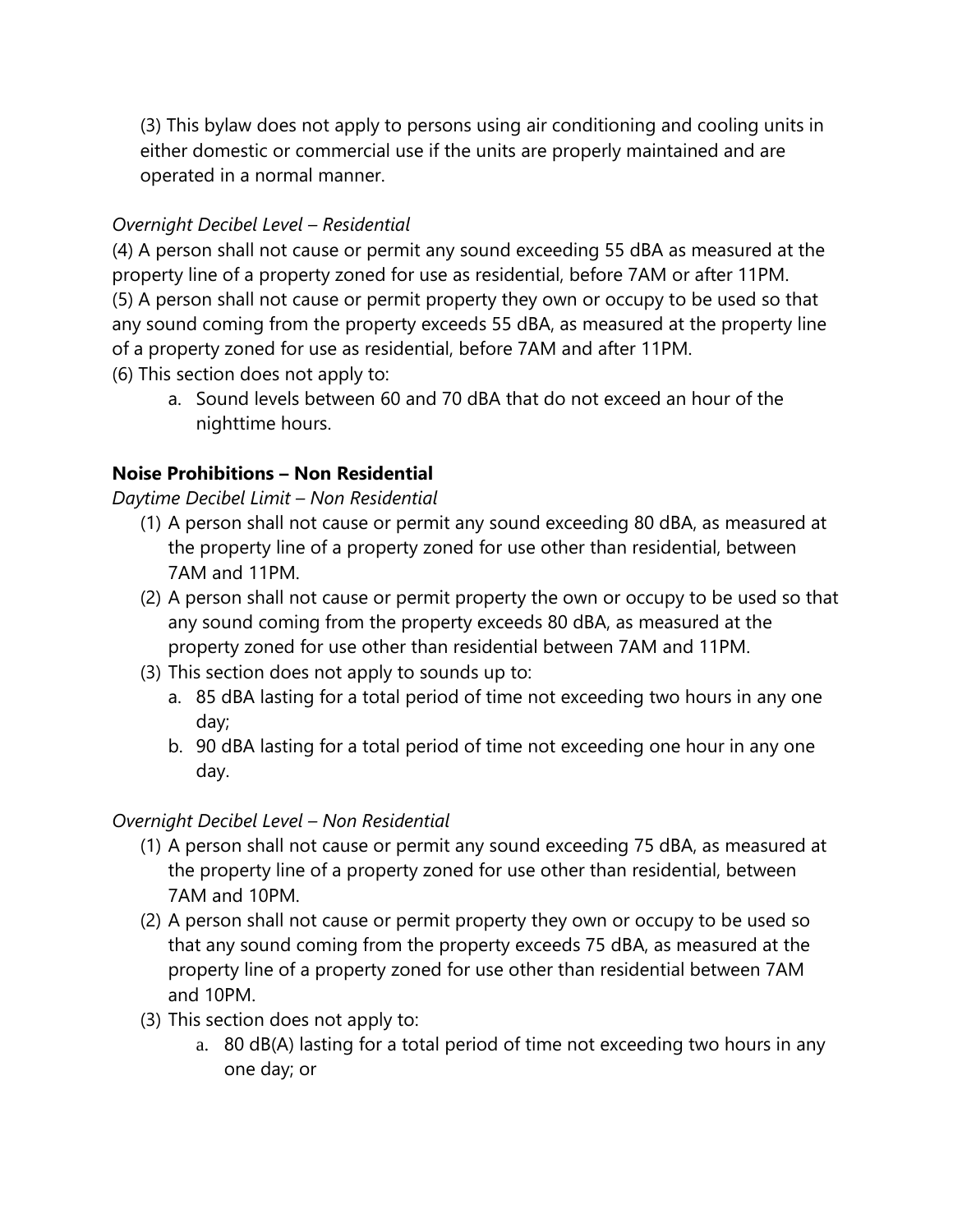(3) This bylaw does not apply to persons using air conditioning and cooling units in either domestic or commercial use if the units are properly maintained and are operated in a normal manner.

*Overnight Decibel Level – Residential*

(4) A person shall not cause or permit any sound exceeding 55 dBA as measured at the property line of a property zoned for use as residential, before 7AM or after 11PM.
(5) A person shall not cause or permit property they own or occupy to be used so that any sound coming from the property exceeds 55 dBA, as measured at the property line of a property zoned for use as residential, before 7AM and after 11PM.
(6) This section does not apply to:

a. Sound levels between 60 and 70 dBA that do not exceed an hour of the nighttime hours.

**Noise Prohibitions – Non Residential**

*Daytime Decibel Limit – Non Residential*

(1) A person shall not cause or permit any sound exceeding 80 dBA, as measured at the property line of a property zoned for use other than residential, between 7AM and 11PM.
(2) A person shall not cause or permit property the own or occupy to be used so that any sound coming from the property exceeds 80 dBA, as measured at the property zoned for use other than residential between 7AM and 11PM.
(3) This section does not apply to sounds up to:
    a. 85 dBA lasting for a total period of time not exceeding two hours in any one day;
    b. 90 dBA lasting for a total period of time not exceeding one hour in any one day.

*Overnight Decibel Level – Non Residential*

(1) A person shall not cause or permit any sound exceeding 75 dBA, as measured at the property line of a property zoned for use other than residential, between 7AM and 10PM.
(2) A person shall not cause or permit property they own or occupy to be used so that any sound coming from the property exceeds 75 dBA, as measured at the property line of a property zoned for use other than residential between 7AM and 10PM.
(3) This section does not apply to:
    a. 80 dB(A) lasting for a total period of time not exceeding two hours in any one day; or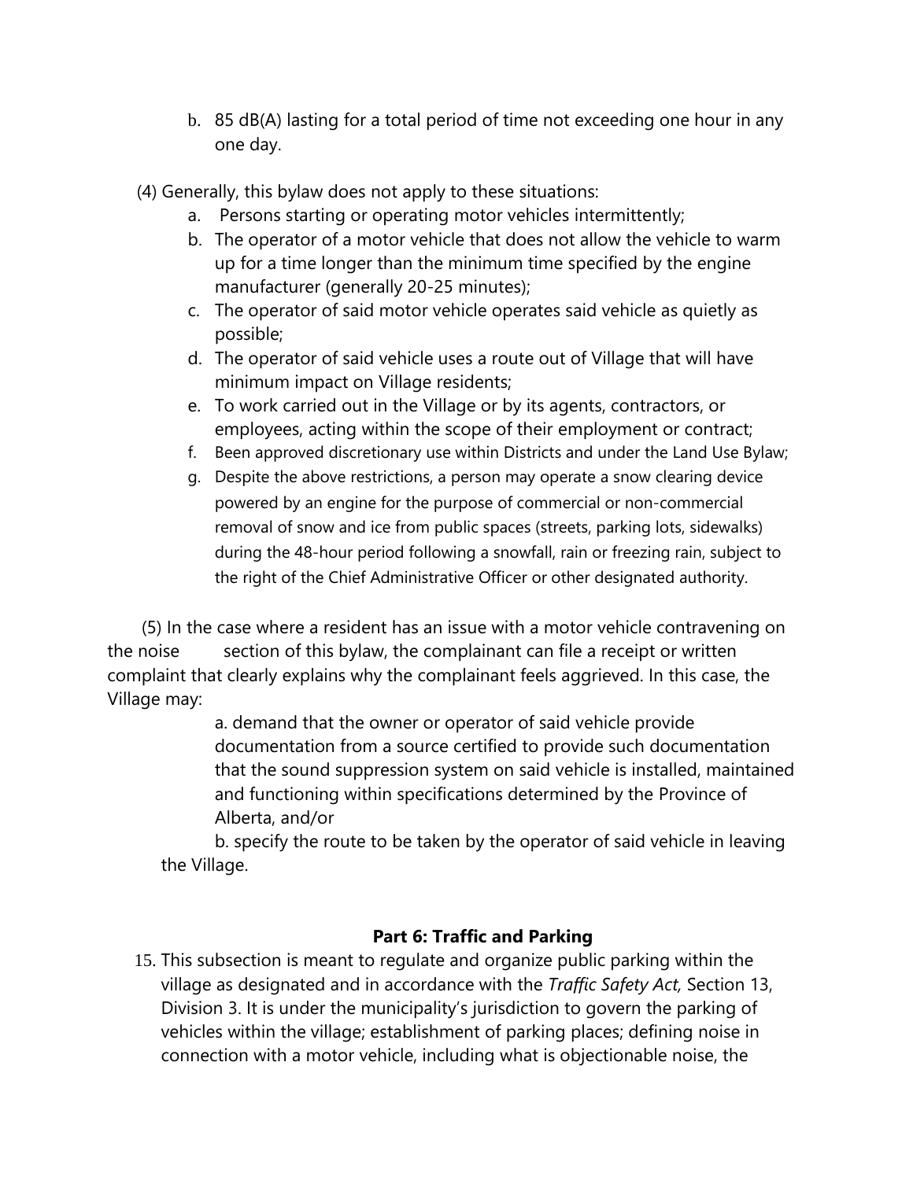b. 85 dB(A) lasting for a total period of time not exceeding one hour in any one day.

(4) Generally, this bylaw does not apply to these situations:

a. Persons starting or operating motor vehicles intermittently;
b. The operator of a motor vehicle that does not allow the vehicle to warm up for a time longer than the minimum time specified by the engine manufacturer (generally 20-25 minutes);
c. The operator of said motor vehicle operates said vehicle as quietly as possible;
d. The operator of said vehicle uses a route out of Village that will have minimum impact on Village residents;
e. To work carried out in the Village or by its agents, contractors, or employees, acting within the scope of their employment or contract;
f. Been approved discretionary use within Districts and under the Land Use Bylaw;
g. Despite the above restrictions, a person may operate a snow clearing device powered by an engine for the purpose of commercial or non-commercial removal of snow and ice from public spaces (streets, parking lots, sidewalks) during the 48-hour period following a snowfall, rain or freezing rain, subject to the right of the Chief Administrative Officer or other designated authority.

(5) In the case where a resident has an issue with a motor vehicle contravening on the noise section of this bylaw, the complainant can file a receipt or written complaint that clearly explains why the complainant feels aggrieved. In this case, the Village may:

a. demand that the owner or operator of said vehicle provide documentation from a source certified to provide such documentation that the sound suppression system on said vehicle is installed, maintained and functioning within specifications determined by the Province of Alberta, and/or

b. specify the route to be taken by the operator of said vehicle in leaving the Village.

## Part 6: Traffic and Parking

15. This subsection is meant to regulate and organize public parking within the village as designated and in accordance with the *Traffic Safety Act,* Section 13, Division 3. It is under the municipality's jurisdiction to govern the parking of vehicles within the village; establishment of parking places; defining noise in connection with a motor vehicle, including what is objectionable noise, the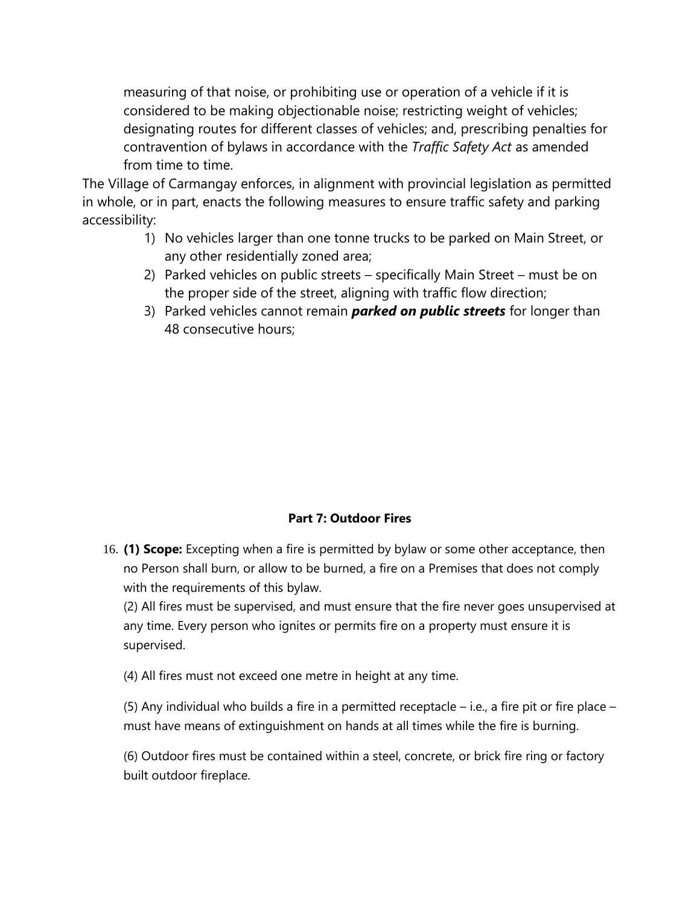measuring of that noise, or prohibiting use or operation of a vehicle if it is considered to be making objectionable noise; restricting weight of vehicles; designating routes for different classes of vehicles; and, prescribing penalties for contravention of bylaws in accordance with the *Traffic Safety Act* as amended from time to time.

The Village of Carmangay enforces, in alignment with provincial legislation as permitted in whole, or in part, enacts the following measures to ensure traffic safety and parking accessibility:

1) No vehicles larger than one tonne trucks to be parked on Main Street, or any other residentially zoned area;
2) Parked vehicles on public streets – specifically Main Street – must be on the proper side of the street, aligning with traffic flow direction;
3) Parked vehicles cannot remain ***parked on public streets*** for longer than 48 consecutive hours;

**Part 7: Outdoor Fires**

16. **(1) Scope:** Excepting when a fire is permitted by bylaw or some other acceptance, then no Person shall burn, or allow to be burned, a fire on a Premises that does not comply with the requirements of this bylaw.

(2) All fires must be supervised, and must ensure that the fire never goes unsupervised at any time. Every person who ignites or permits fire on a property must ensure it is supervised.

(4) All fires must not exceed one metre in height at any time.

(5) Any individual who builds a fire in a permitted receptacle – i.e., a fire pit or fire place – must have means of extinguishment on hands at all times while the fire is burning.

(6) Outdoor fires must be contained within a steel, concrete, or brick fire ring or factory built outdoor fireplace.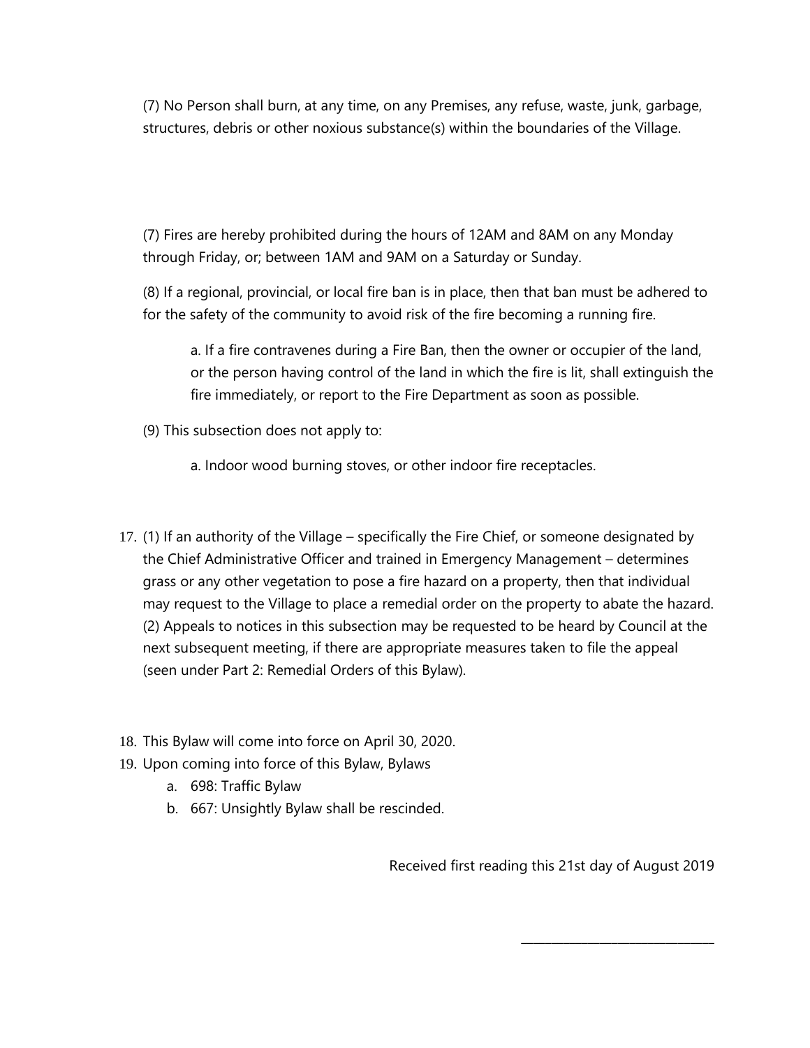(7) No Person shall burn, at any time, on any Premises, any refuse, waste, junk, garbage, structures, debris or other noxious substance(s) within the boundaries of the Village.

(7) Fires are hereby prohibited during the hours of 12AM and 8AM on any Monday through Friday, or; between 1AM and 9AM on a Saturday or Sunday.

(8) If a regional, provincial, or local fire ban is in place, then that ban must be adhered to for the safety of the community to avoid risk of the fire becoming a running fire.

> a. If a fire contravenes during a Fire Ban, then the owner or occupier of the land, or the person having control of the land in which the fire is lit, shall extinguish the fire immediately, or report to the Fire Department as soon as possible.

(9) This subsection does not apply to:

> a. Indoor wood burning stoves, or other indoor fire receptacles.

17. (1) If an authority of the Village – specifically the Fire Chief, or someone designated by the Chief Administrative Officer and trained in Emergency Management – determines grass or any other vegetation to pose a fire hazard on a property, then that individual may request to the Village to place a remedial order on the property to abate the hazard. (2) Appeals to notices in this subsection may be requested to be heard by Council at the next subsequent meeting, if there are appropriate measures taken to file the appeal (seen under Part 2: Remedial Orders of this Bylaw).

18. This Bylaw will come into force on April 30, 2020.
19. Upon coming into force of this Bylaw, Bylaws
    a. 698: Traffic Bylaw
    b. 667: Unsightly Bylaw shall be rescinded.

Received first reading this 21st day of August 2019

_______________________________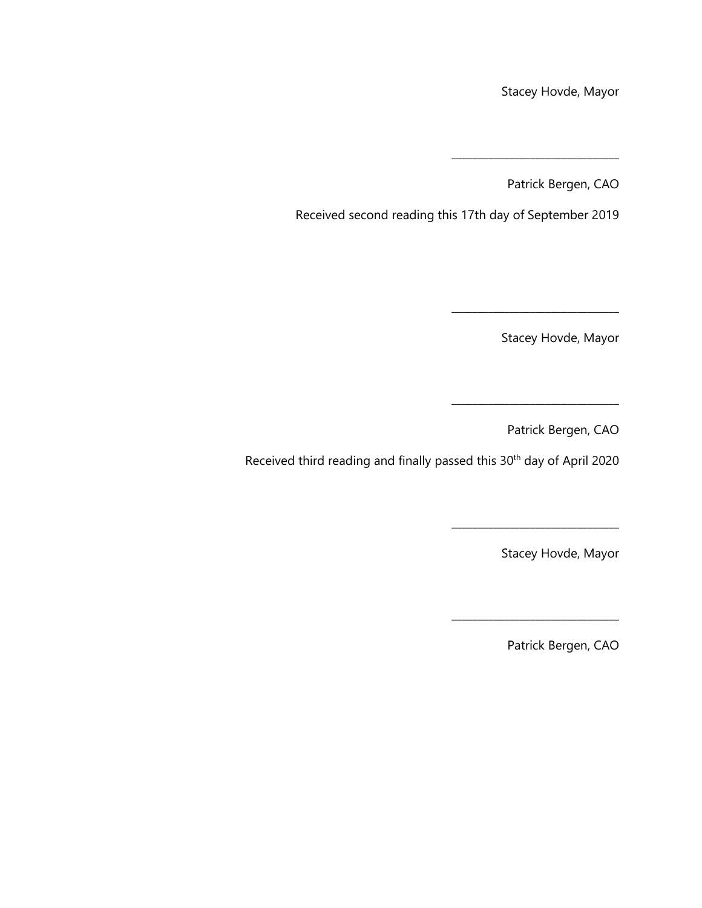Stacey Hovde, Mayor

\_\_\_\_\_\_\_\_\_\_\_\_\_\_\_\_\_\_\_\_\_\_\_\_\_\_\_\_\_\_

Patrick Bergen, CAO

Received second reading this 17th day of September 2019

\_\_\_\_\_\_\_\_\_\_\_\_\_\_\_\_\_\_\_\_\_\_\_\_\_\_\_\_\_\_

Stacey Hovde, Mayor

\_\_\_\_\_\_\_\_\_\_\_\_\_\_\_\_\_\_\_\_\_\_\_\_\_\_\_\_\_\_

Patrick Bergen, CAO

Received third reading and finally passed this 30th day of April 2020

\_\_\_\_\_\_\_\_\_\_\_\_\_\_\_\_\_\_\_\_\_\_\_\_\_\_\_\_\_\_

Stacey Hovde, Mayor

\_\_\_\_\_\_\_\_\_\_\_\_\_\_\_\_\_\_\_\_\_\_\_\_\_\_\_\_\_\_

Patrick Bergen, CAO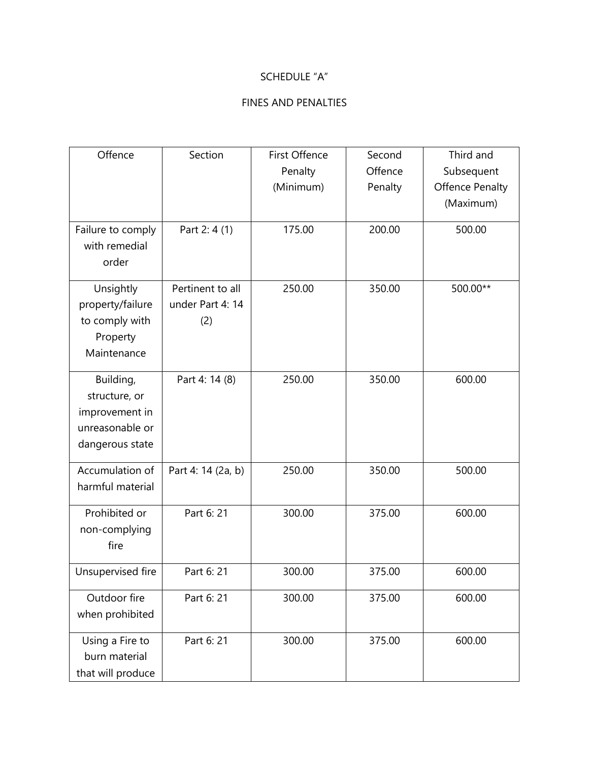SCHEDULE "A"

FINES AND PENALTIES

| Offence | Section | First Offence Penalty (Minimum) | Second Offence Penalty | Third and Subsequent Offence Penalty (Maximum) |
| --- | --- | --- | --- | --- |
| Failure to comply with remedial order | Part 2: 4 (1) | 175.00 | 200.00 | 500.00 |
| Unsightly property/failure to comply with Property Maintenance | Pertinent to all under Part 4: 14 (2) | 250.00 | 350.00 | 500.00** |
| Building, structure, or improvement in unreasonable or dangerous state | Part 4: 14 (8) | 250.00 | 350.00 | 600.00 |
| Accumulation of harmful material | Part 4: 14 (2a, b) | 250.00 | 350.00 | 500.00 |
| Prohibited or non-complying fire | Part 6: 21 | 300.00 | 375.00 | 600.00 |
| Unsupervised fire | Part 6: 21 | 300.00 | 375.00 | 600.00 |
| Outdoor fire when prohibited | Part 6: 21 | 300.00 | 375.00 | 600.00 |
| Using a Fire to burn material that will produce | Part 6: 21 | 300.00 | 375.00 | 600.00 |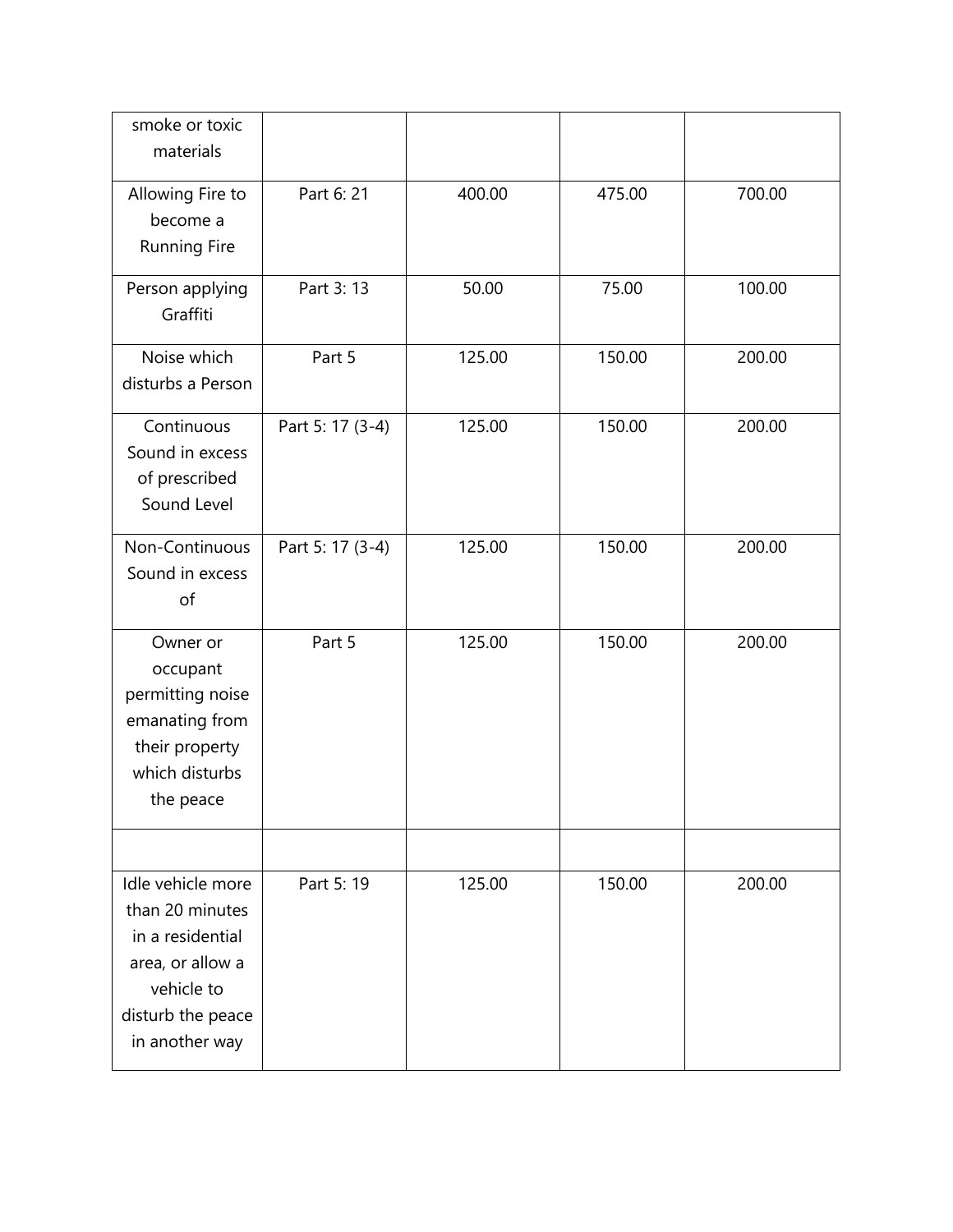| | | | | |
|---|---|---|---|---|
| smoke or toxic materials | | | | |
| Allowing Fire to become a Running Fire | Part 6: 21 | 400.00 | 475.00 | 700.00 |
| Person applying Graffiti | Part 3: 13 | 50.00 | 75.00 | 100.00 |
| Noise which disturbs a Person | Part 5 | 125.00 | 150.00 | 200.00 |
| Continuous Sound in excess of prescribed Sound Level | Part 5: 17 (3-4) | 125.00 | 150.00 | 200.00 |
| Non-Continuous Sound in excess of | Part 5: 17 (3-4) | 125.00 | 150.00 | 200.00 |
| Owner or occupant permitting noise emanating from their property which disturbs the peace | Part 5 | 125.00 | 150.00 | 200.00 |
| | | | | |
| Idle vehicle more than 20 minutes in a residential area, or allow a vehicle to disturb the peace in another way | Part 5: 19 | 125.00 | 150.00 | 200.00 |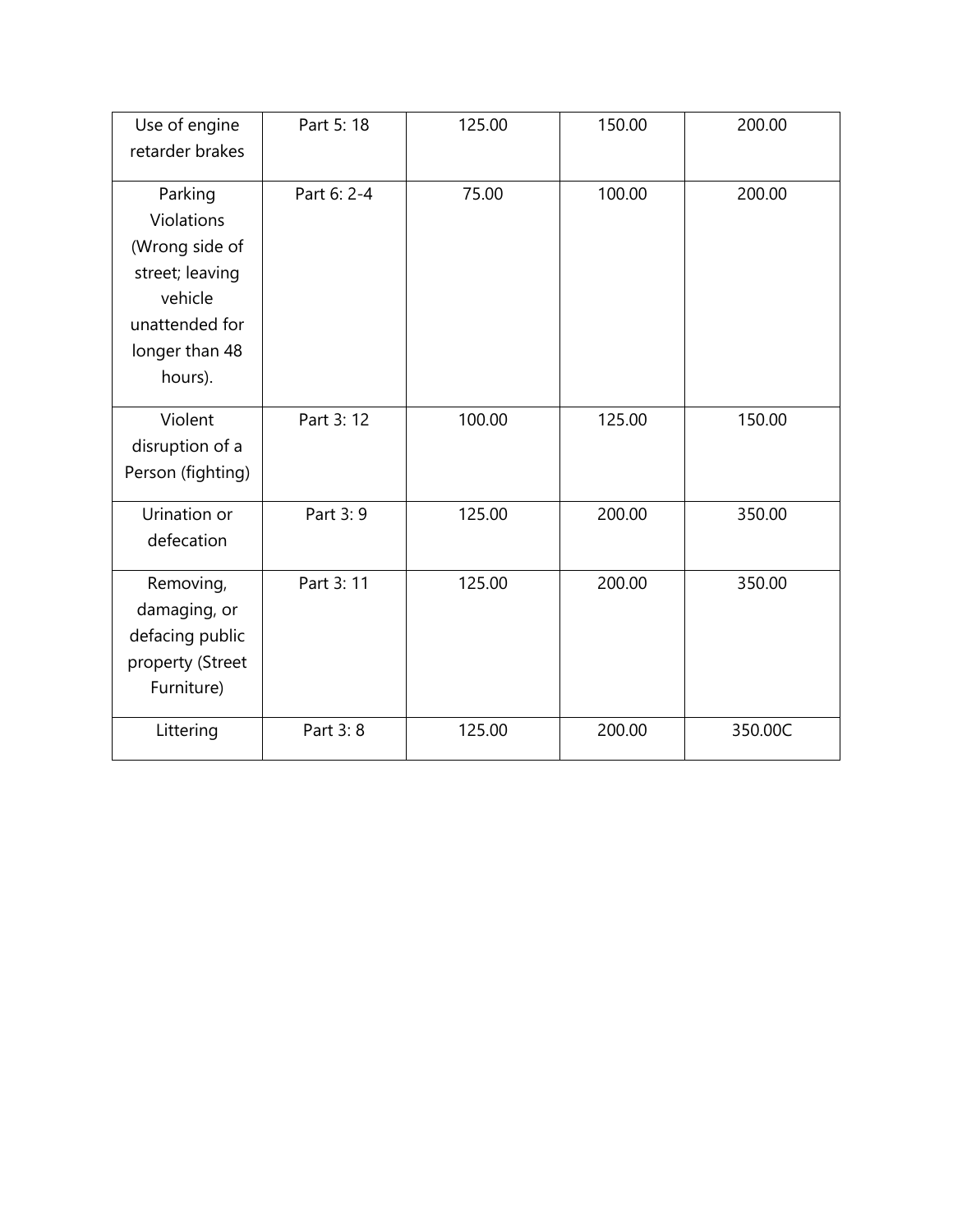| | | | | |
|---|---|---|---|---|
| Use of engine retarder brakes | Part 5: 18 | 125.00 | 150.00 | 200.00 |
| Parking Violations (Wrong side of street; leaving vehicle unattended for longer than 48 hours). | Part 6: 2-4 | 75.00 | 100.00 | 200.00 |
| Violent disruption of a Person (fighting) | Part 3: 12 | 100.00 | 125.00 | 150.00 |
| Urination or defecation | Part 3: 9 | 125.00 | 200.00 | 350.00 |
| Removing, damaging, or defacing public property (Street Furniture) | Part 3: 11 | 125.00 | 200.00 | 350.00 |
| Littering | Part 3: 8 | 125.00 | 200.00 | 350.00C |